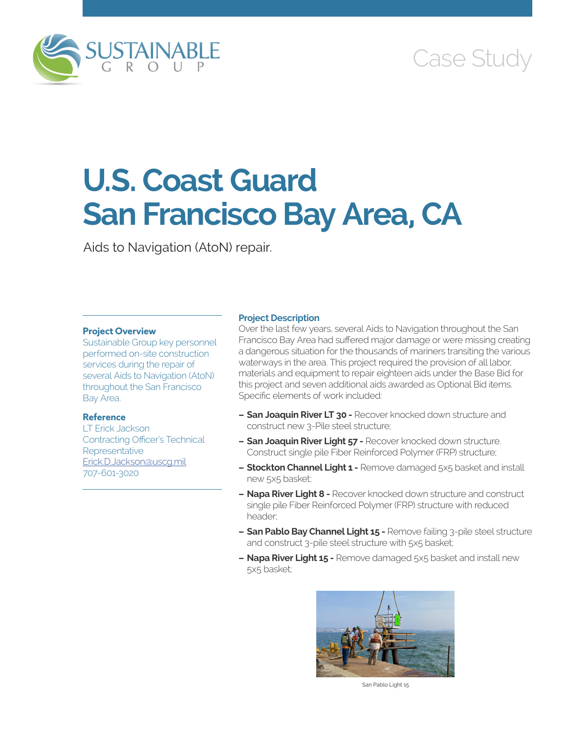Case Study

# U.S. Coast Guard San Francisco Bay Area, CA

Aids to Navigation (AtoN) repair.

### Project Overview

Sustainable Group key personnel performed on-site construction services during the repair of several Aids to Navigation (AtoN) throughout the San Francisco Bay Area.

### Reference

LT Erick Jackson
Contracting Officer's Technical Representative
Erick.D.Jackson@uscg.mil
707-601-3020

### Project Description

Over the last few years, several Aids to Navigation throughout the San Francisco Bay Area had suffered major damage or were missing creating a dangerous situation for the thousands of mariners transiting the various waterways in the area. This project required the provision of all labor, materials and equipment to repair eighteen aids under the Base Bid for this project and seven additional aids awarded as Optional Bid items. Specific elements of work included:

- **San Joaquin River LT 30 -** Recover knocked down structure and construct new 3-Pile steel structure;
- **San Joaquin River Light 57 -** Recover knocked down structure. Construct single pile Fiber Reinforced Polymer (FRP) structure;
- **Stockton Channel Light 1 -** Remove damaged 5x5 basket and install new 5x5 basket;
- **Napa River Light 8 -** Recover knocked down structure and construct single pile Fiber Reinforced Polymer (FRP) structure with reduced header;
- **San Pablo Bay Channel Light 15 -** Remove failing 3-pile steel structure and construct 3-pile steel structure with 5x5 basket;
- **Napa River Light 15 -** Remove damaged 5x5 basket and install new 5x5 basket;

San Pablo Light 15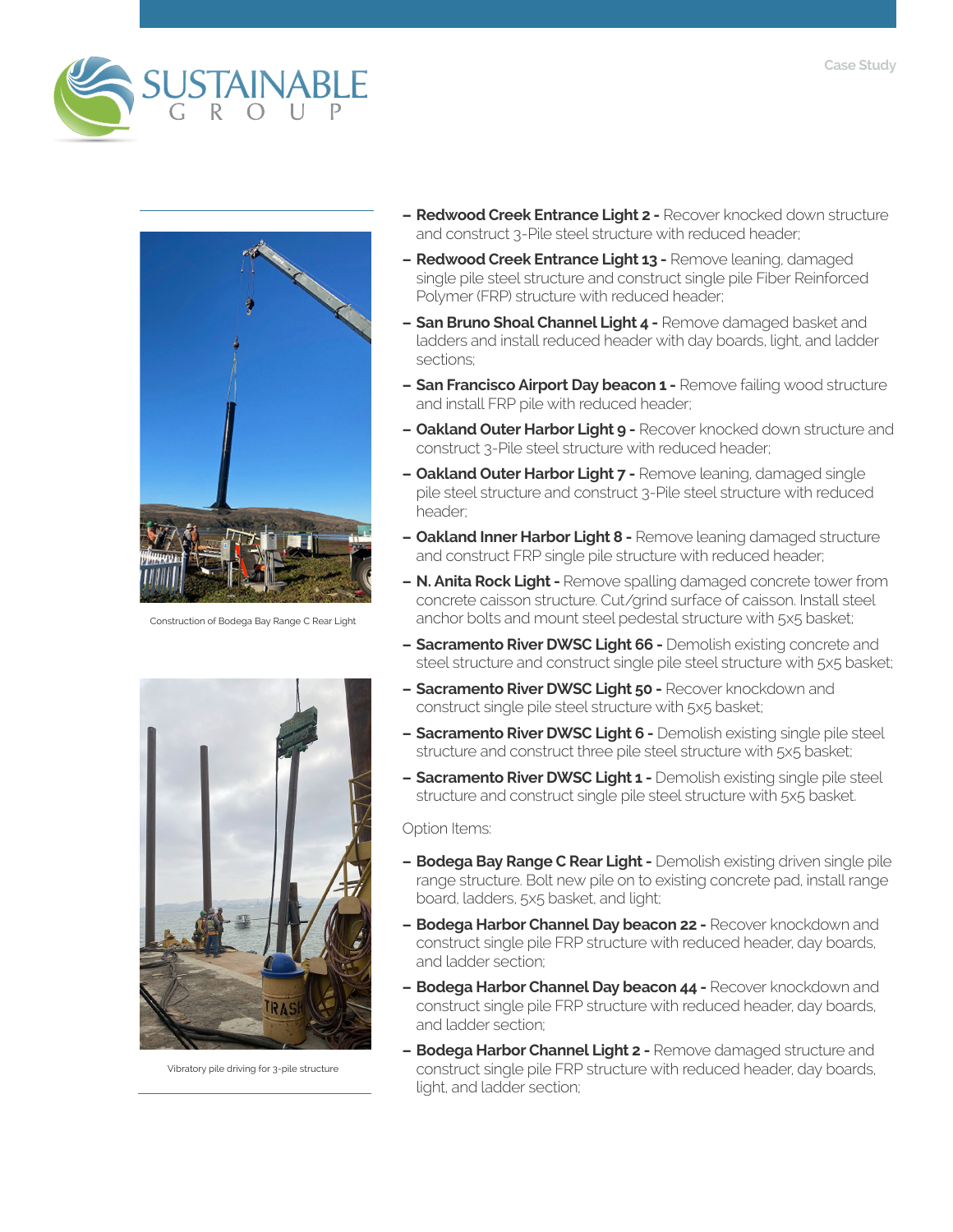Construction of Bodega Bay Range C Rear Light

Vibratory pile driving for 3-pile structure

- **Redwood Creek Entrance Light 2 -** Recover knocked down structure and construct 3-Pile steel structure with reduced header;
- **Redwood Creek Entrance Light 13 -** Remove leaning, damaged single pile steel structure and construct single pile Fiber Reinforced Polymer (FRP) structure with reduced header;
- **San Bruno Shoal Channel Light 4 -** Remove damaged basket and ladders and install reduced header with day boards, light, and ladder sections;
- **San Francisco Airport Day beacon 1 -** Remove failing wood structure and install FRP pile with reduced header;
- **Oakland Outer Harbor Light 9 -** Recover knocked down structure and construct 3-Pile steel structure with reduced header;
- **Oakland Outer Harbor Light 7 -** Remove leaning, damaged single pile steel structure and construct 3-Pile steel structure with reduced header;
- **Oakland Inner Harbor Light 8 -** Remove leaning damaged structure and construct FRP single pile structure with reduced header;
- **N. Anita Rock Light -** Remove spalling damaged concrete tower from concrete caisson structure. Cut/grind surface of caisson. Install steel anchor bolts and mount steel pedestal structure with 5x5 basket;
- **Sacramento River DWSC Light 66 -** Demolish existing concrete and steel structure and construct single pile steel structure with 5x5 basket;
- **Sacramento River DWSC Light 50 -** Recover knockdown and construct single pile steel structure with 5x5 basket;
- **Sacramento River DWSC Light 6 -** Demolish existing single pile steel structure and construct three pile steel structure with 5x5 basket;
- **Sacramento River DWSC Light 1 -** Demolish existing single pile steel structure and construct single pile steel structure with 5x5 basket.

Option Items:

- **Bodega Bay Range C Rear Light -** Demolish existing driven single pile range structure. Bolt new pile on to existing concrete pad, install range board, ladders, 5x5 basket, and light;
- **Bodega Harbor Channel Day beacon 22 -** Recover knockdown and construct single pile FRP structure with reduced header, day boards, and ladder section;
- **Bodega Harbor Channel Day beacon 44 -** Recover knockdown and construct single pile FRP structure with reduced header, day boards, and ladder section;
- **Bodega Harbor Channel Light 2 -** Remove damaged structure and construct single pile FRP structure with reduced header, day boards, light, and ladder section;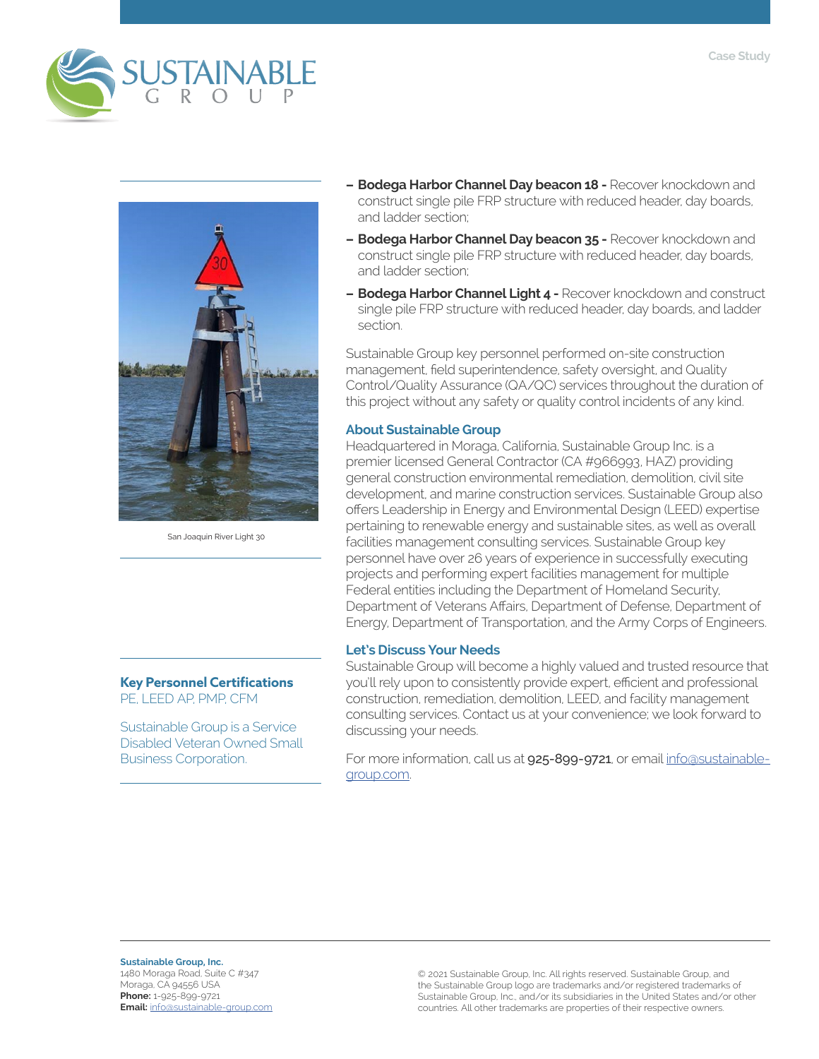- **Bodega Harbor Channel Day beacon 18 -** Recover knockdown and construct single pile FRP structure with reduced header, day boards, and ladder section;
- **Bodega Harbor Channel Day beacon 35 -** Recover knockdown and construct single pile FRP structure with reduced header, day boards, and ladder section;
- **Bodega Harbor Channel Light 4 -** Recover knockdown and construct single pile FRP structure with reduced header, day boards, and ladder section.

Sustainable Group key personnel performed on-site construction management, field superintendence, safety oversight, and Quality Control/Quality Assurance (QA/QC) services throughout the duration of this project without any safety or quality control incidents of any kind.

San Joaquin River Light 30

## About Sustainable Group

Headquartered in Moraga, California, Sustainable Group Inc. is a premier licensed General Contractor (CA #966993, HAZ) providing general construction environmental remediation, demolition, civil site development, and marine construction services. Sustainable Group also offers Leadership in Energy and Environmental Design (LEED) expertise pertaining to renewable energy and sustainable sites, as well as overall facilities management consulting services. Sustainable Group key personnel have over 26 years of experience in successfully executing projects and performing expert facilities management for multiple Federal entities including the Department of Homeland Security, Department of Veterans Affairs, Department of Defense, Department of Energy, Department of Transportation, and the Army Corps of Engineers.

## Let's Discuss Your Needs

Sustainable Group will become a highly valued and trusted resource that you'll rely upon to consistently provide expert, efficient and professional construction, remediation, demolition, LEED, and facility management consulting services. Contact us at your convenience; we look forward to discussing your needs.

For more information, call us at **925-899-9721**, or email info@sustainable-group.com.

**Key Personnel Certifications**
PE, LEED AP, PMP, CFM

Sustainable Group is a Service Disabled Veteran Owned Small Business Corporation.

**Sustainable Group, Inc.**
1480 Moraga Road, Suite C #347
Moraga, CA 94556 USA
**Phone:** 1-925-899-9721
**Email:** info@sustainable-group.com

© 2021 Sustainable Group, Inc. All rights reserved. Sustainable Group, and the Sustainable Group logo are trademarks and/or registered trademarks of Sustainable Group, Inc., and/or its subsidiaries in the United States and/or other countries. All other trademarks are properties of their respective owners.